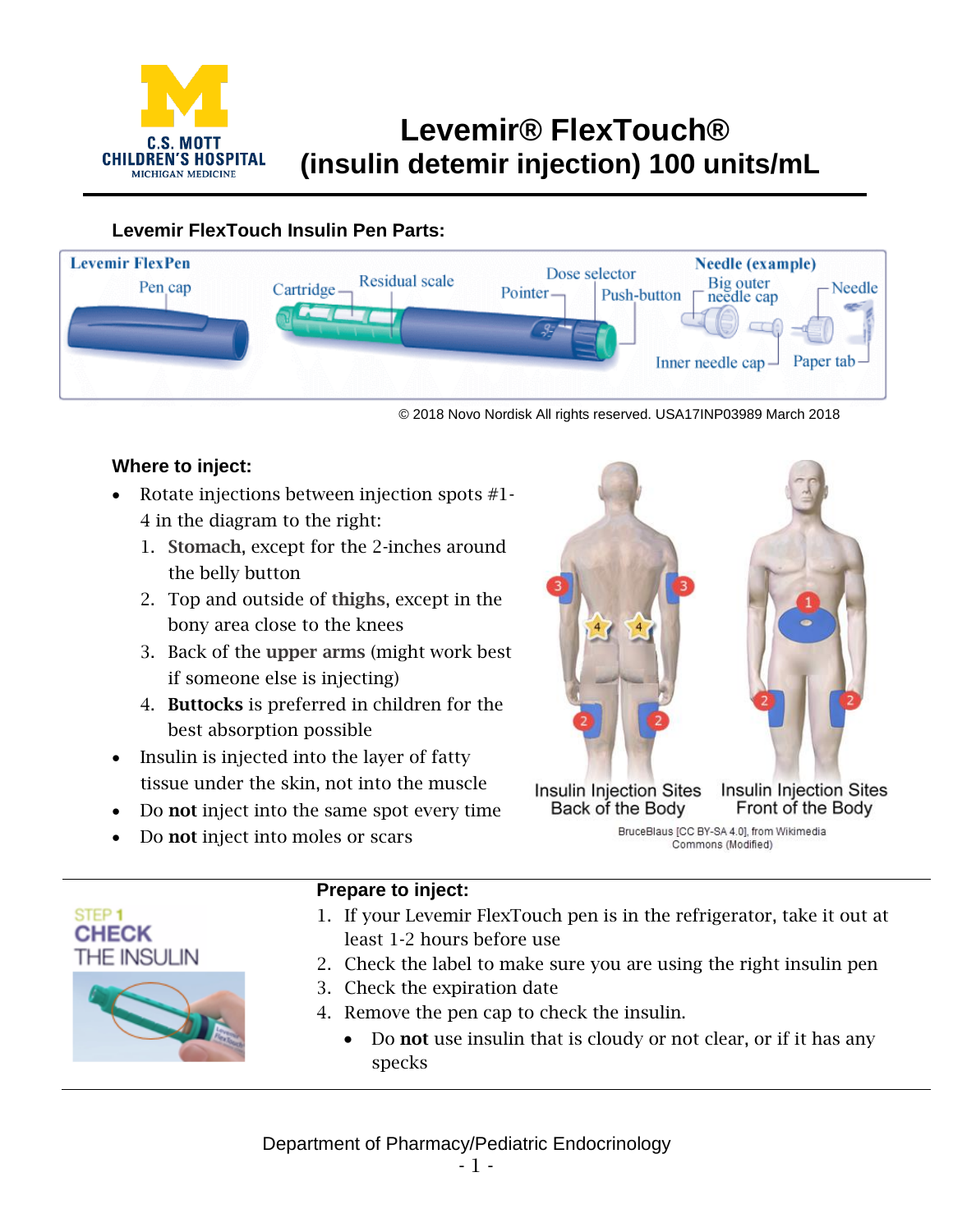# Levemir® FlexTouch® (insulin detemir injection) 100 units/mL

### Levemir FlexTouch Insulin Pen Parts:

© 2018 Novo Nordisk All rights reserved. USA17INP03989 March 2018

### Where to inject:

- Rotate injections between injection spots #1-4 in the diagram to the right:
  1. **Stomach**, except for the 2-inches around the belly button
  2. Top and outside of **thighs**, except in the bony area close to the knees
  3. Back of the **upper arms** (might work best if someone else is injecting)
  4. **Buttocks** is preferred in children for the best absorption possible
- Insulin is injected into the layer of fatty tissue under the skin, not into the muscle
- Do **not** inject into the same spot every time
- Do **not** inject into moles or scars

Insulin Injection Sites Back of the Body

Insulin Injection Sites Front of the Body

BruceBlaus [CC BY-SA 4.0], from Wikimedia Commons (Modified)

### Prepare to inject:

STEP 1 CHECK THE INSULIN

1. If your Levemir FlexTouch pen is in the refrigerator, take it out at least 1-2 hours before use
2. Check the label to make sure you are using the right insulin pen
3. Check the expiration date
4. Remove the pen cap to check the insulin.
   - Do **not** use insulin that is cloudy or not clear, or if it has any specks

Department of Pharmacy/Pediatric Endocrinology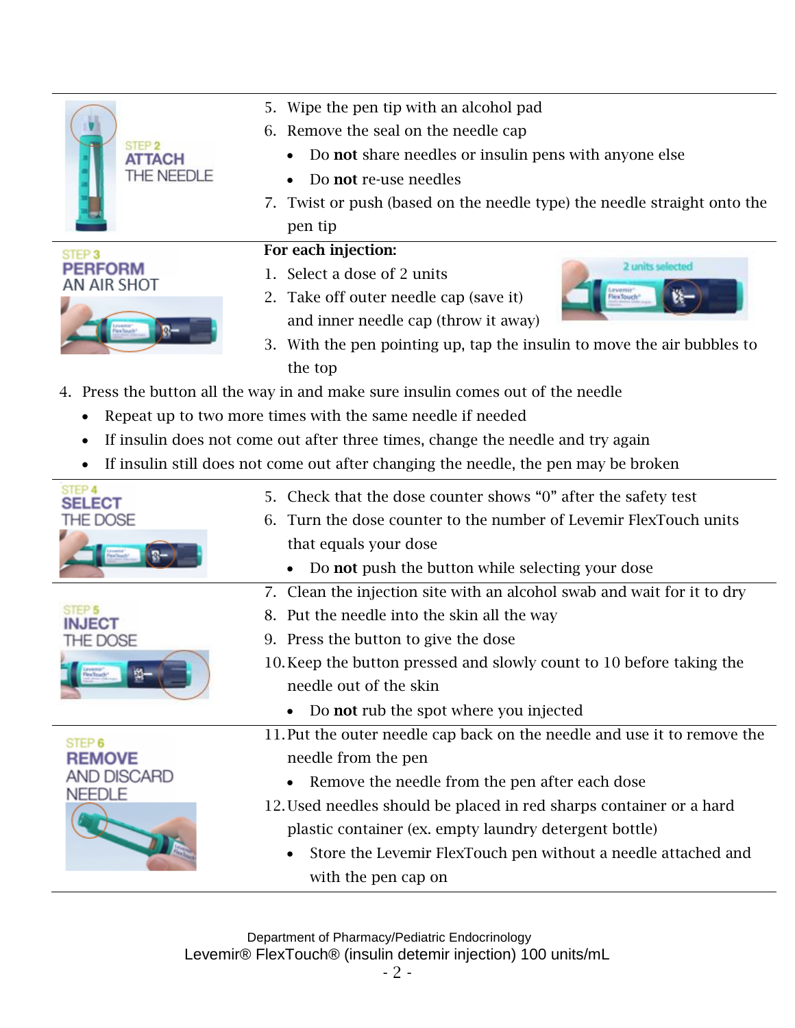**STEP 2 ATTACH THE NEEDLE**

5. Wipe the pen tip with an alcohol pad
6. Remove the seal on the needle cap
   - Do **not** share needles or insulin pens with anyone else
   - Do **not** re-use needles
7. Twist or push (based on the needle type) the needle straight onto the pen tip

**STEP 3 PERFORM AN AIR SHOT**

**For each injection:**

1. Select a dose of 2 units
2. Take off outer needle cap (save it) and inner needle cap (throw it away)
3. With the pen pointing up, tap the insulin to move the air bubbles to the top
4. Press the button all the way in and make sure insulin comes out of the needle
   - Repeat up to two more times with the same needle if needed
   - If insulin does not come out after three times, change the needle and try again
   - If insulin still does not come out after changing the needle, the pen may be broken

**STEP 4 SELECT THE DOSE**

5. Check that the dose counter shows "0" after the safety test
6. Turn the dose counter to the number of Levemir FlexTouch units that equals your dose
   - Do **not** push the button while selecting your dose

**STEP 5 INJECT THE DOSE**

7. Clean the injection site with an alcohol swab and wait for it to dry
8. Put the needle into the skin all the way
9. Press the button to give the dose
10. Keep the button pressed and slowly count to 10 before taking the needle out of the skin
    - Do **not** rub the spot where you injected

**STEP 6 REMOVE AND DISCARD NEEDLE**

11. Put the outer needle cap back on the needle and use it to remove the needle from the pen
    - Remove the needle from the pen after each dose
12. Used needles should be placed in red sharps container or a hard plastic container (ex. empty laundry detergent bottle)
    - Store the Levemir FlexTouch pen without a needle attached and with the pen cap on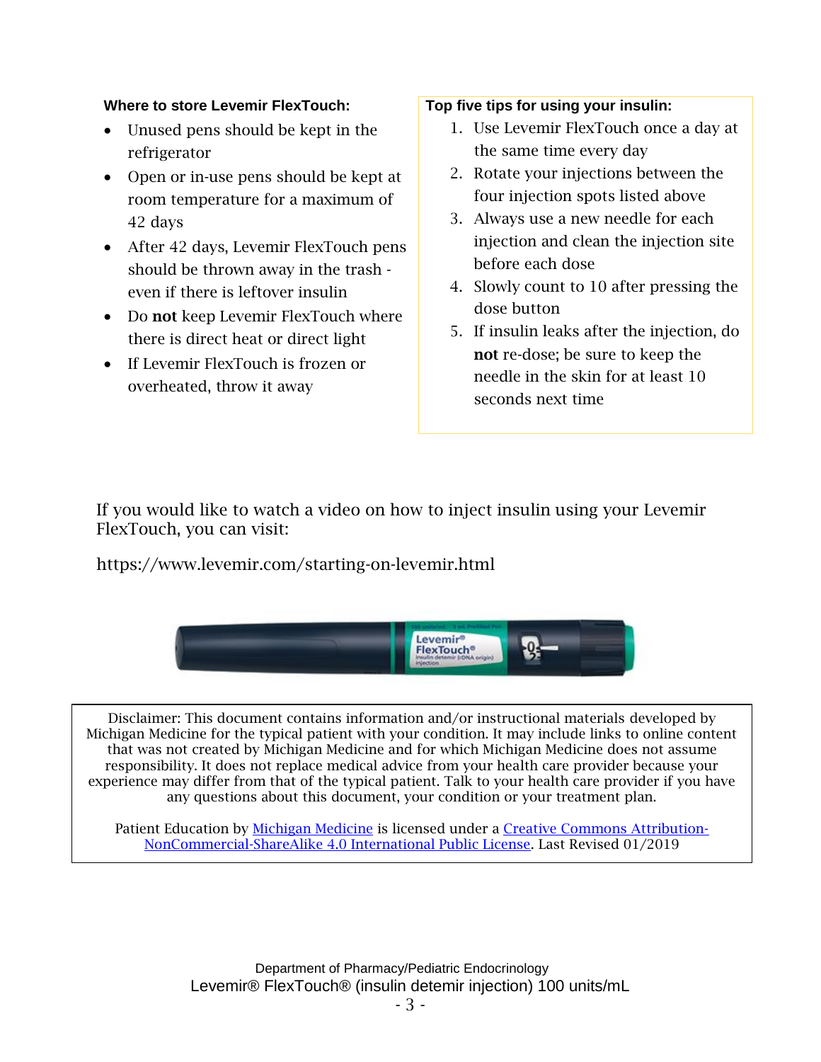**Where to store Levemir FlexTouch:**

- Unused pens should be kept in the refrigerator
- Open or in-use pens should be kept at room temperature for a maximum of 42 days
- After 42 days, Levemir FlexTouch pens should be thrown away in the trash - even if there is leftover insulin
- Do **not** keep Levemir FlexTouch where there is direct heat or direct light
- If Levemir FlexTouch is frozen or overheated, throw it away

**Top five tips for using your insulin:**

1. Use Levemir FlexTouch once a day at the same time every day
2. Rotate your injections between the four injection spots listed above
3. Always use a new needle for each injection and clean the injection site before each dose
4. Slowly count to 10 after pressing the dose button
5. If insulin leaks after the injection, do **not** re-dose; be sure to keep the needle in the skin for at least 10 seconds next time

If you would like to watch a video on how to inject insulin using your Levemir FlexTouch, you can visit:

https://www.levemir.com/starting-on-levemir.html

Disclaimer: This document contains information and/or instructional materials developed by Michigan Medicine for the typical patient with your condition. It may include links to online content that was not created by Michigan Medicine and for which Michigan Medicine does not assume responsibility. It does not replace medical advice from your health care provider because your experience may differ from that of the typical patient. Talk to your health care provider if you have any questions about this document, your condition or your treatment plan.

Patient Education by Michigan Medicine is licensed under a Creative Commons Attribution-NonCommercial-ShareAlike 4.0 International Public License. Last Revised 01/2019